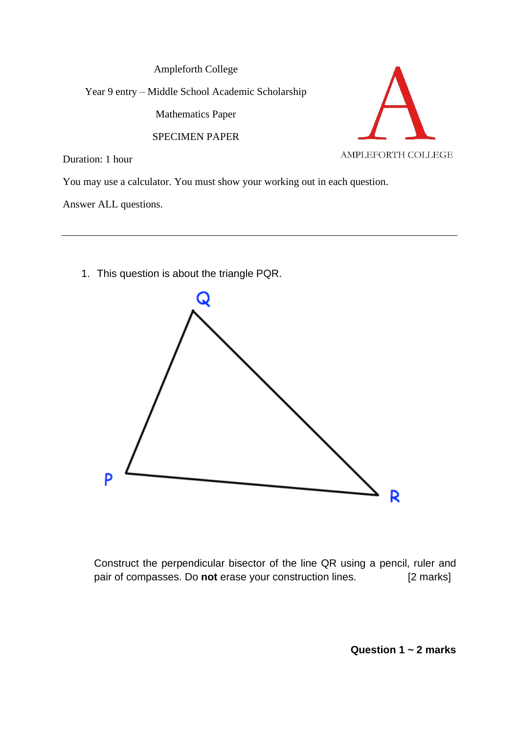Ampleforth College

Year 9 entry – Middle School Academic Scholarship

Mathematics Paper

SPECIMEN PAPER

AMPLEFORTH COLLEGE

Duration: 1 hour

You may use a calculator. You must show your working out in each question.

Answer ALL questions.

---

1. This question is about the triangle PQR.

Q

P

R

Construct the perpendicular bisector of the line QR using a pencil, ruler and pair of compasses. Do **not** erase your construction lines. [2 marks]

**Question 1 ~ 2 marks**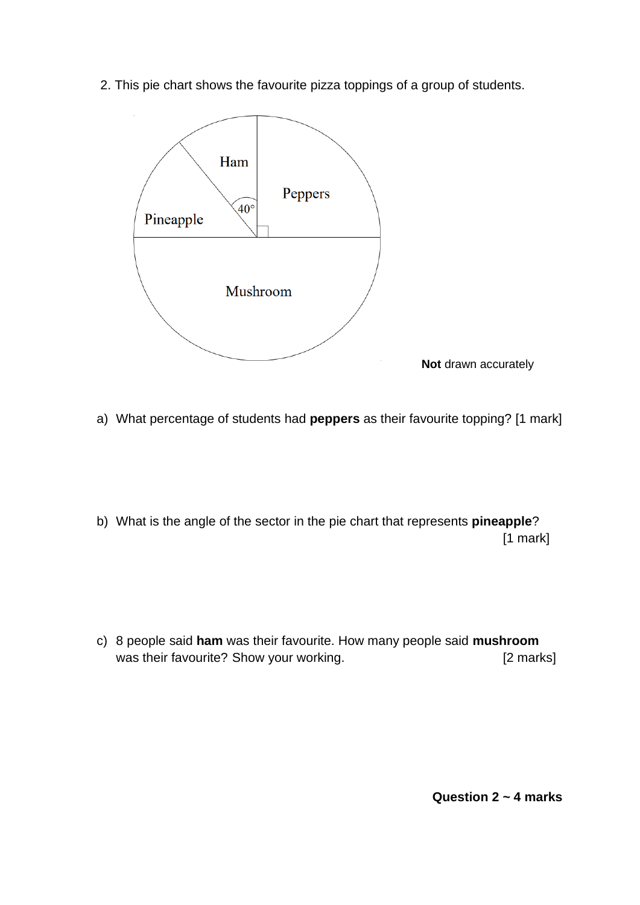2. This pie chart shows the favourite pizza toppings of a group of students.

Ham

Peppers

$40°$

Pineapple

Mushroom

**Not** drawn accurately

a) What percentage of students had **peppers** as their favourite topping? [1 mark]

b) What is the angle of the sector in the pie chart that represents **pineapple**? [1 mark]

c) 8 people said **ham** was their favourite. How many people said **mushroom** was their favourite? Show your working. [2 marks]

**Question 2 ~ 4 marks**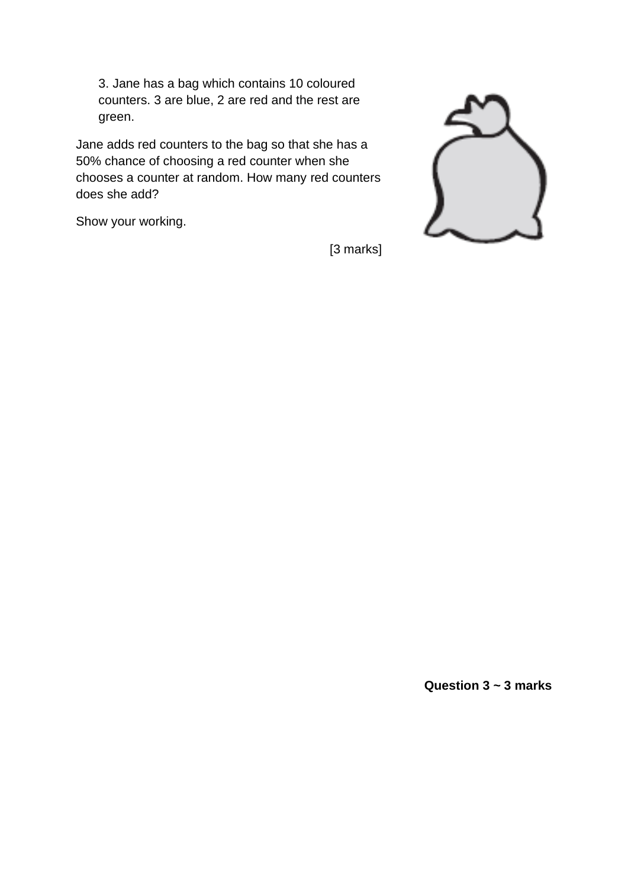3. Jane has a bag which contains 10 coloured counters. 3 are blue, 2 are red and the rest are green.

Jane adds red counters to the bag so that she has a 50% chance of choosing a red counter when she chooses a counter at random. How many red counters does she add?

Show your working.

[3 marks]

**Question 3 ~ 3 marks**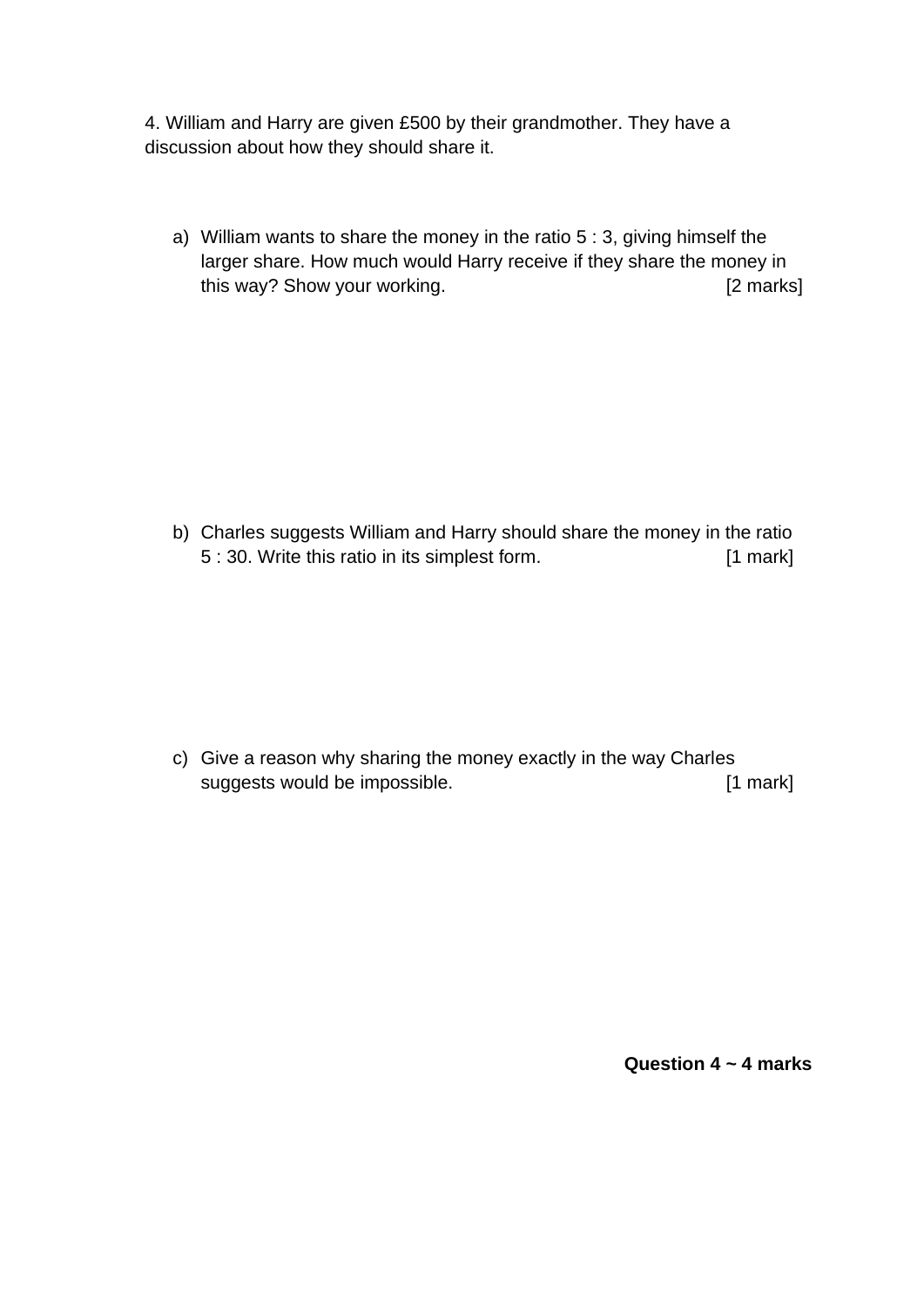4. William and Harry are given £500 by their grandmother. They have a discussion about how they should share it.

a) William wants to share the money in the ratio 5 : 3, giving himself the larger share. How much would Harry receive if they share the money in this way? Show your working. [2 marks]

b) Charles suggests William and Harry should share the money in the ratio 5 : 30. Write this ratio in its simplest form. [1 mark]

c) Give a reason why sharing the money exactly in the way Charles suggests would be impossible. [1 mark]

**Question 4 ~ 4 marks**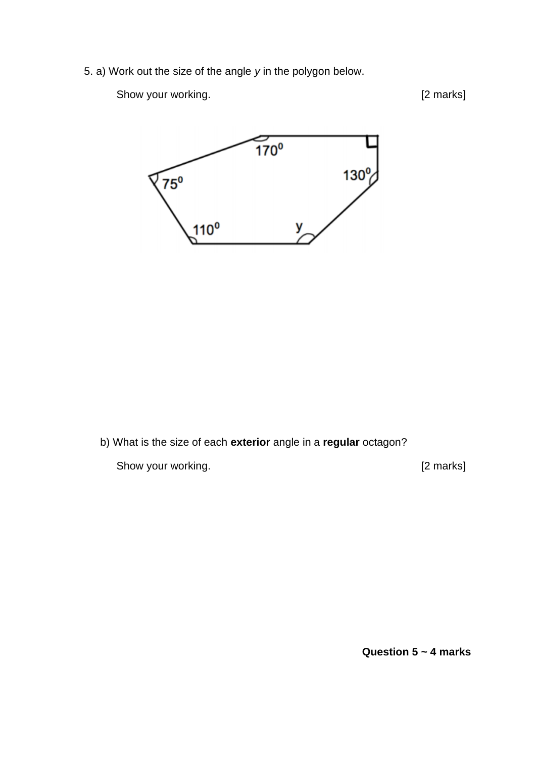5. a) Work out the size of the angle *y* in the polygon below.

Show your working. [2 marks]

b) What is the size of each **exterior** angle in a **regular** octagon?

Show your working. [2 marks]

**Question 5 ~ 4 marks**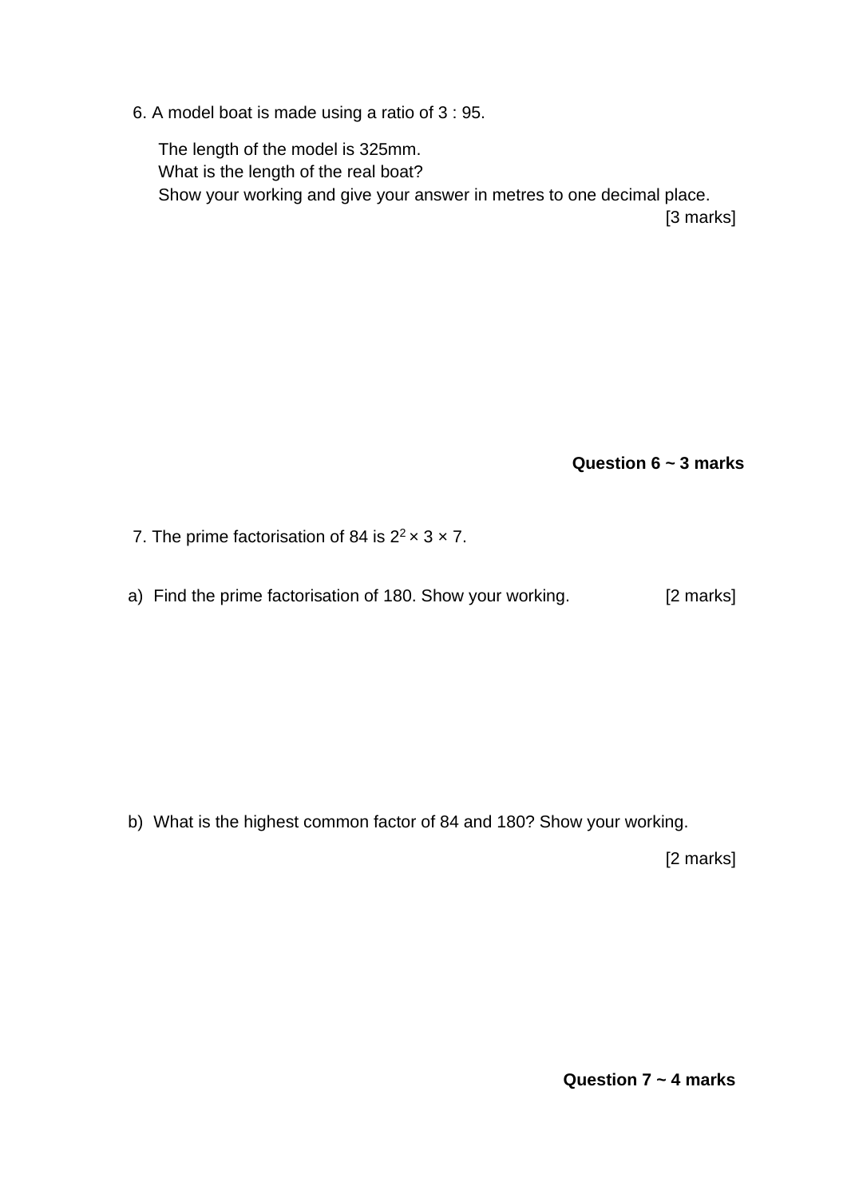6. A model boat is made using a ratio of 3 : 95.

The length of the model is 325mm.
What is the length of the real boat?
Show your working and give your answer in metres to one decimal place.

[3 marks]

**Question 6 ~ 3 marks**

7. The prime factorisation of 84 is $2^2 \times 3 \times 7$.

a) Find the prime factorisation of 180. Show your working. [2 marks]

b) What is the highest common factor of 84 and 180? Show your working.

[2 marks]

**Question 7 ~ 4 marks**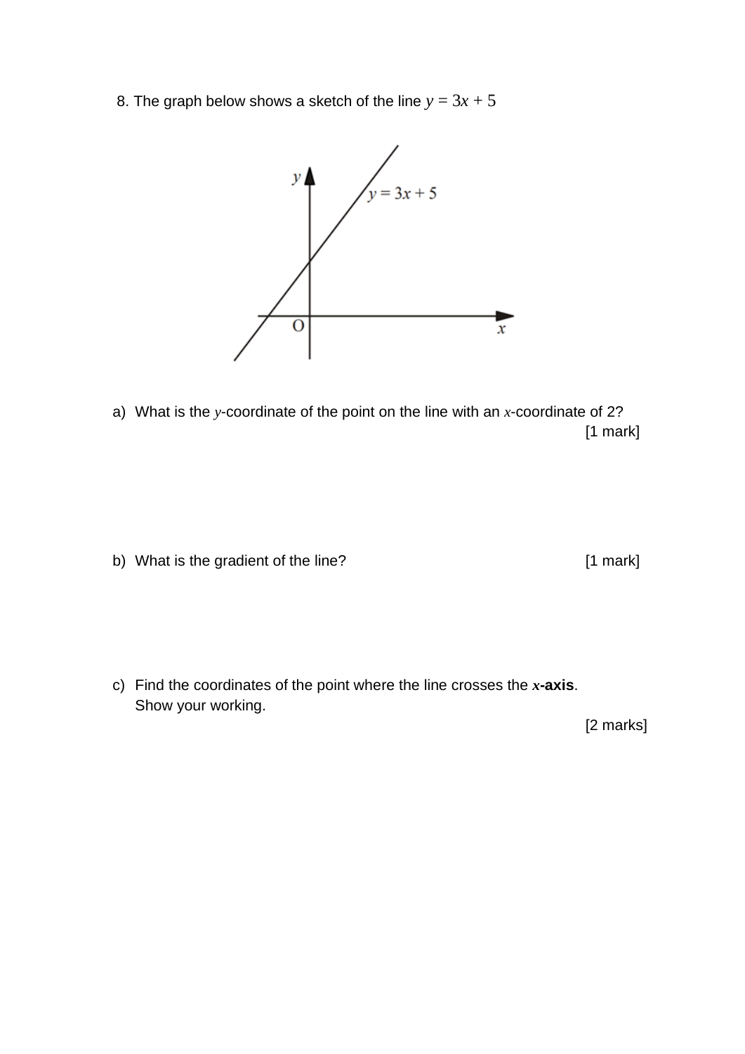8. The graph below shows a sketch of the line $y = 3x + 5$

a) What is the $y$-coordinate of the point on the line with an $x$-coordinate of 2?

[1 mark]

b) What is the gradient of the line?

[1 mark]

c) Find the coordinates of the point where the line crosses the **$x$-axis**.
Show your working.

[2 marks]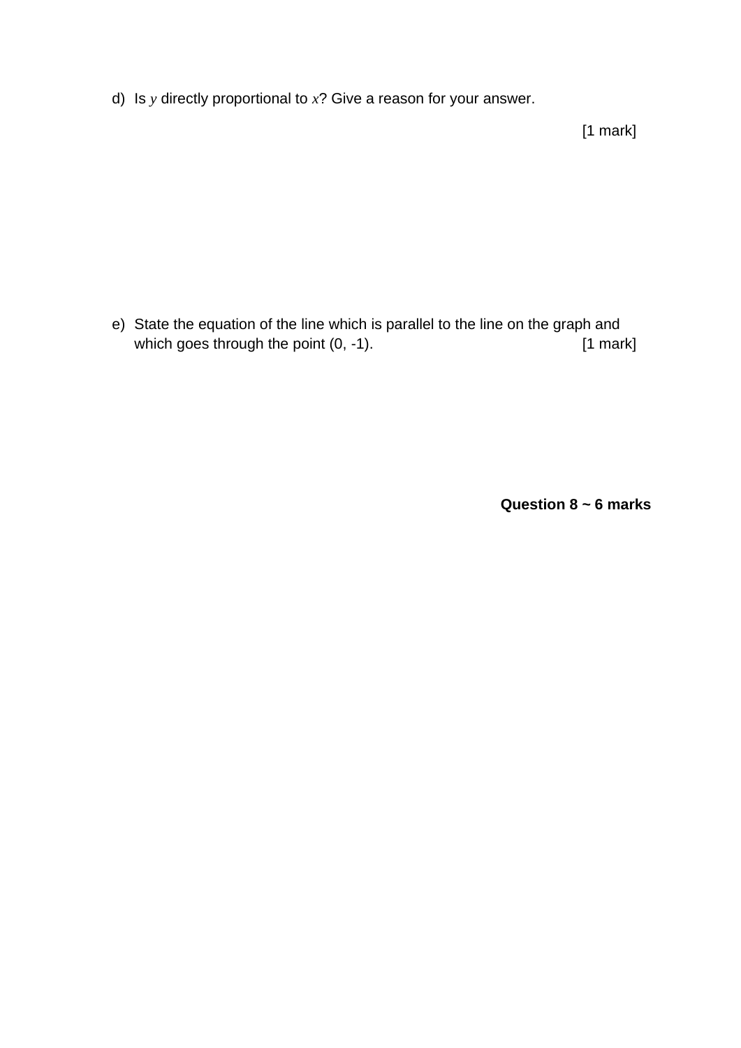d) Is $y$ directly proportional to $x$? Give a reason for your answer.

[1 mark]

e) State the equation of the line which is parallel to the line on the graph and which goes through the point (0, -1). [1 mark]

**Question 8 ~ 6 marks**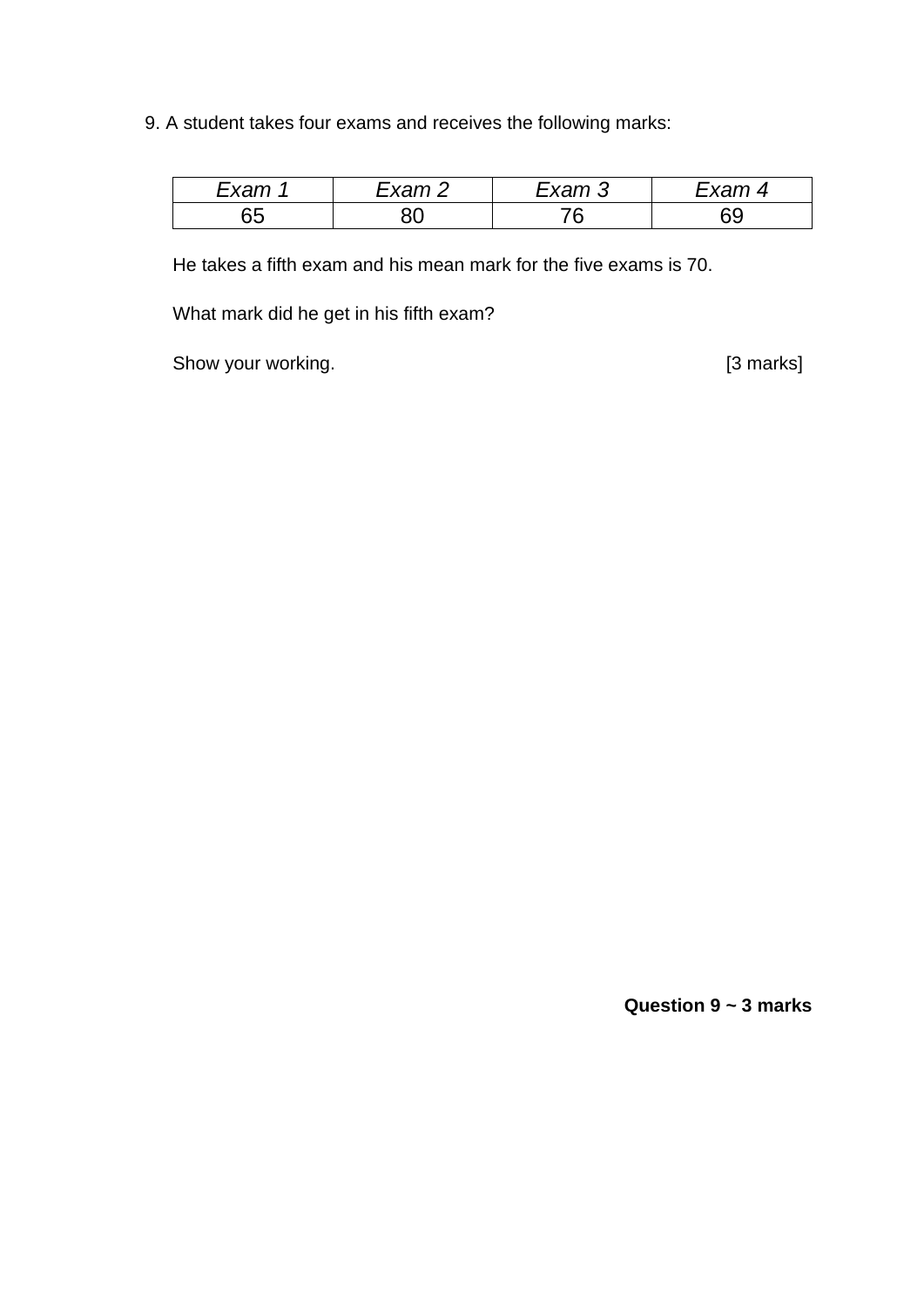9. A student takes four exams and receives the following marks:

| *Exam 1* | *Exam 2* | *Exam 3* | *Exam 4* |
|---|---|---|---|
| 65 | 80 | 76 | 69 |

He takes a fifth exam and his mean mark for the five exams is 70.

What mark did he get in his fifth exam?

Show your working. [3 marks]

**Question 9 ~ 3 marks**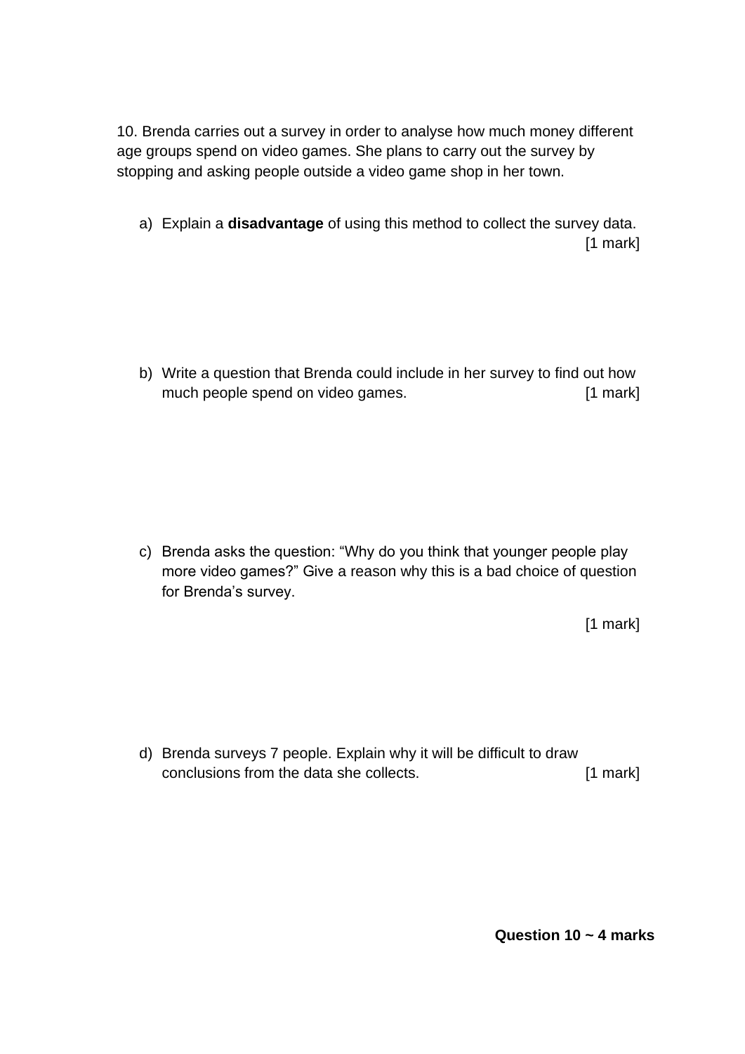10. Brenda carries out a survey in order to analyse how much money different age groups spend on video games. She plans to carry out the survey by stopping and asking people outside a video game shop in her town.

a) Explain a **disadvantage** of using this method to collect the survey data. [1 mark]

b) Write a question that Brenda could include in her survey to find out how much people spend on video games. [1 mark]

c) Brenda asks the question: “Why do you think that younger people play more video games?” Give a reason why this is a bad choice of question for Brenda’s survey.

[1 mark]

d) Brenda surveys 7 people. Explain why it will be difficult to draw conclusions from the data she collects. [1 mark]

**Question 10 ~ 4 marks**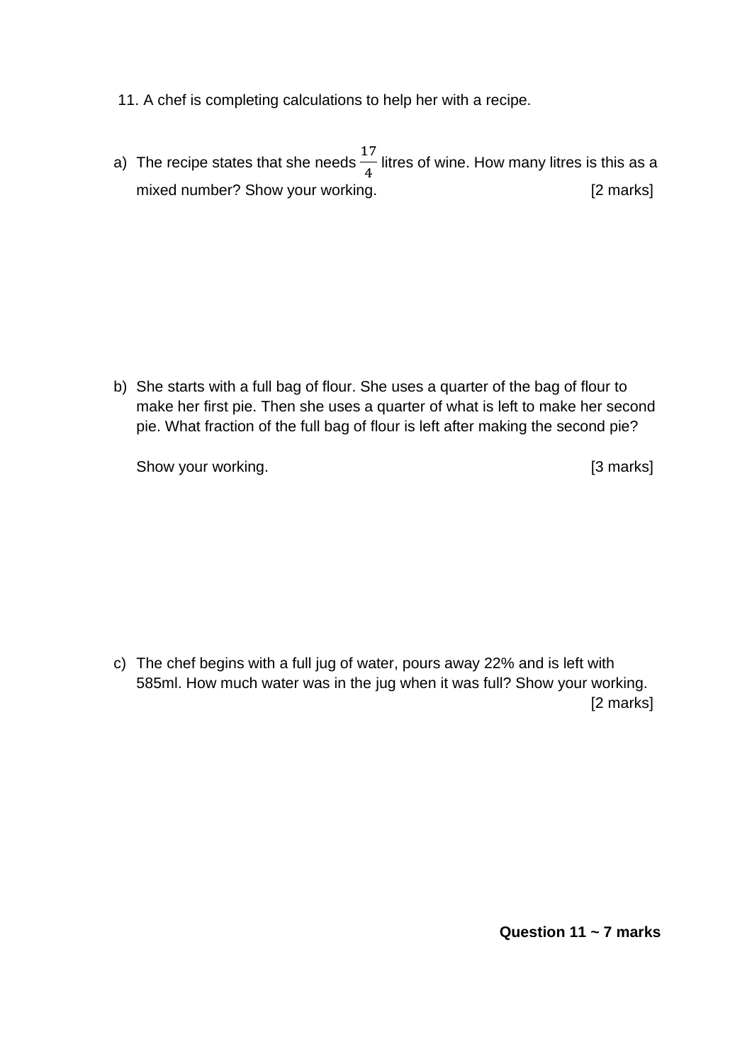11. A chef is completing calculations to help her with a recipe.

a) The recipe states that she needs $\frac{17}{4}$ litres of wine. How many litres is this as a mixed number? Show your working. [2 marks]

b) She starts with a full bag of flour. She uses a quarter of the bag of flour to make her first pie. Then she uses a quarter of what is left to make her second pie. What fraction of the full bag of flour is left after making the second pie?

   Show your working. [3 marks]

c) The chef begins with a full jug of water, pours away 22% and is left with 585ml. How much water was in the jug when it was full? Show your working. [2 marks]

**Question 11 ~ 7 marks**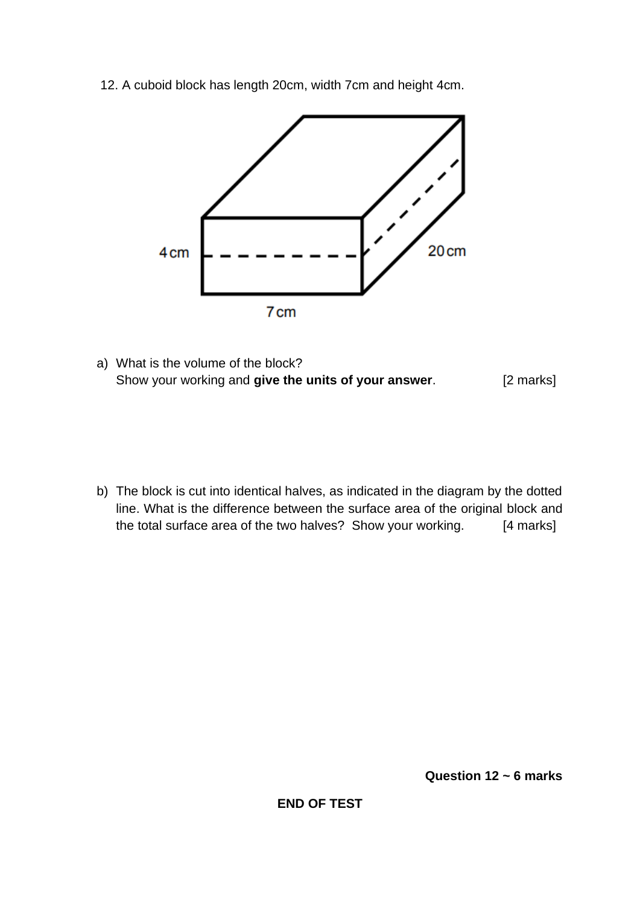12. A cuboid block has length 20cm, width 7cm and height 4cm.

4 cm

20 cm

7 cm

a) What is the volume of the block?
   Show your working and **give the units of your answer**. [2 marks]

b) The block is cut into identical halves, as indicated in the diagram by the dotted line. What is the difference between the surface area of the original block and the total surface area of the two halves? Show your working. [4 marks]

**Question 12 ~ 6 marks**

**END OF TEST**